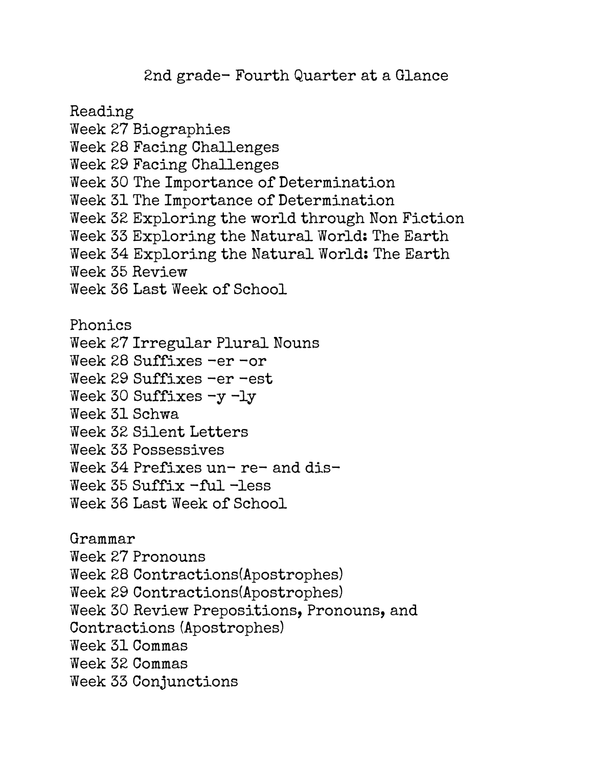# 2nd grade- Fourth Quarter at a Glance

## Reading

Week 27 Biographies
Week 28 Facing Challenges
Week 29 Facing Challenges
Week 30 The Importance of Determination
Week 31 The Importance of Determination
Week 32 Exploring the world through Non Fiction
Week 33 Exploring the Natural World: The Earth
Week 34 Exploring the Natural World: The Earth
Week 35 Review
Week 36 Last Week of School

## Phonics

Week 27 Irregular Plural Nouns
Week 28 Suffixes -er -or
Week 29 Suffixes -er -est
Week 30 Suffixes -y -ly
Week 31 Schwa
Week 32 Silent Letters
Week 33 Possessives
Week 34 Prefixes un- re- and dis-
Week 35 Suffix -ful -less
Week 36 Last Week of School

## Grammar

Week 27 Pronouns
Week 28 Contractions(Apostrophes)
Week 29 Contractions(Apostrophes)
Week 30 Review Prepositions, Pronouns, and Contractions (Apostrophes)
Week 31 Commas
Week 32 Commas
Week 33 Conjunctions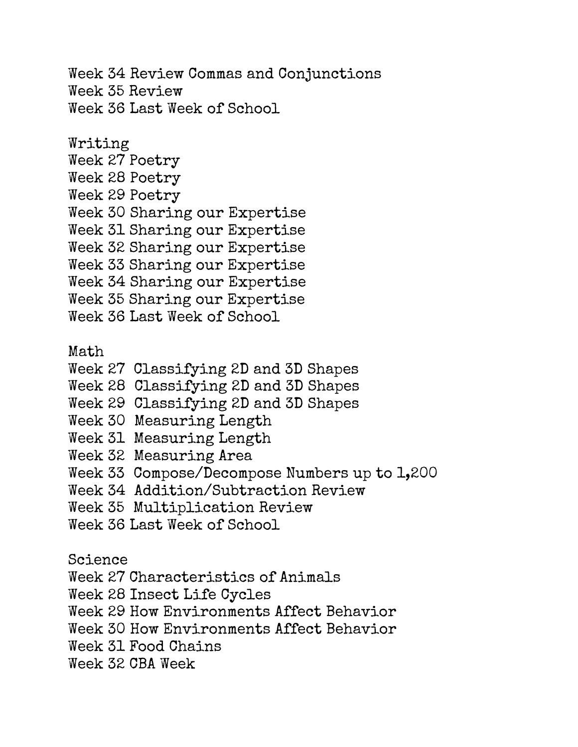Week 34 Review Commas and Conjunctions
Week 35 Review
Week 36 Last Week of School

Writing
Week 27 Poetry
Week 28 Poetry
Week 29 Poetry
Week 30 Sharing our Expertise
Week 31 Sharing our Expertise
Week 32 Sharing our Expertise
Week 33 Sharing our Expertise
Week 34 Sharing our Expertise
Week 35 Sharing our Expertise
Week 36 Last Week of School

Math
Week 27 Classifying 2D and 3D Shapes
Week 28 Classifying 2D and 3D Shapes
Week 29 Classifying 2D and 3D Shapes
Week 30 Measuring Length
Week 31 Measuring Length
Week 32 Measuring Area
Week 33 Compose/Decompose Numbers up to 1,200
Week 34 Addition/Subtraction Review
Week 35 Multiplication Review
Week 36 Last Week of School

Science
Week 27 Characteristics of Animals
Week 28 Insect Life Cycles
Week 29 How Environments Affect Behavior
Week 30 How Environments Affect Behavior
Week 31 Food Chains
Week 32 CBA Week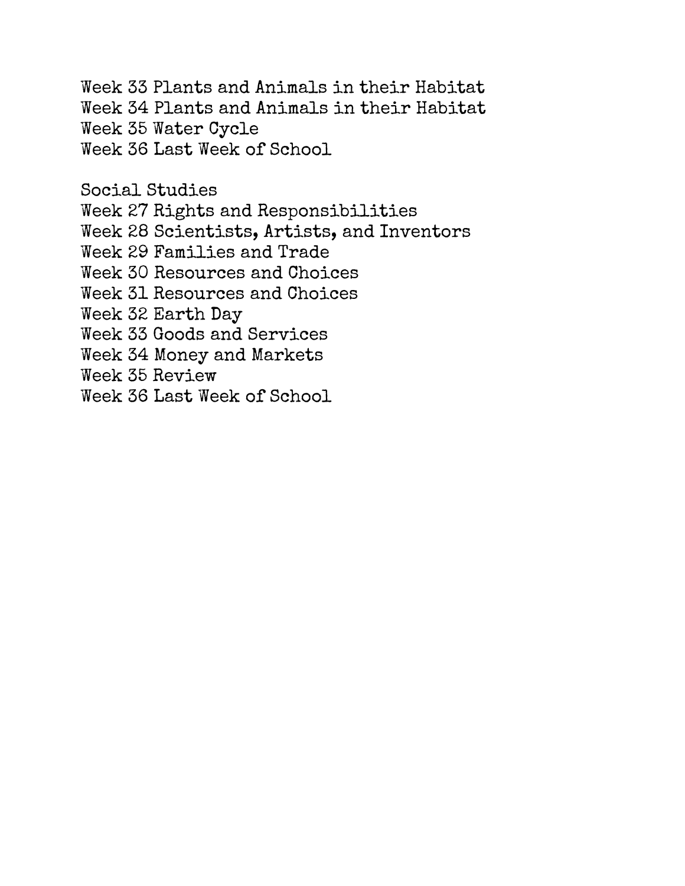Week 33 Plants and Animals in their Habitat
Week 34 Plants and Animals in their Habitat
Week 35 Water Cycle
Week 36 Last Week of School

Social Studies
Week 27 Rights and Responsibilities
Week 28 Scientists, Artists, and Inventors
Week 29 Families and Trade
Week 30 Resources and Choices
Week 31 Resources and Choices
Week 32 Earth Day
Week 33 Goods and Services
Week 34 Money and Markets
Week 35 Review
Week 36 Last Week of School